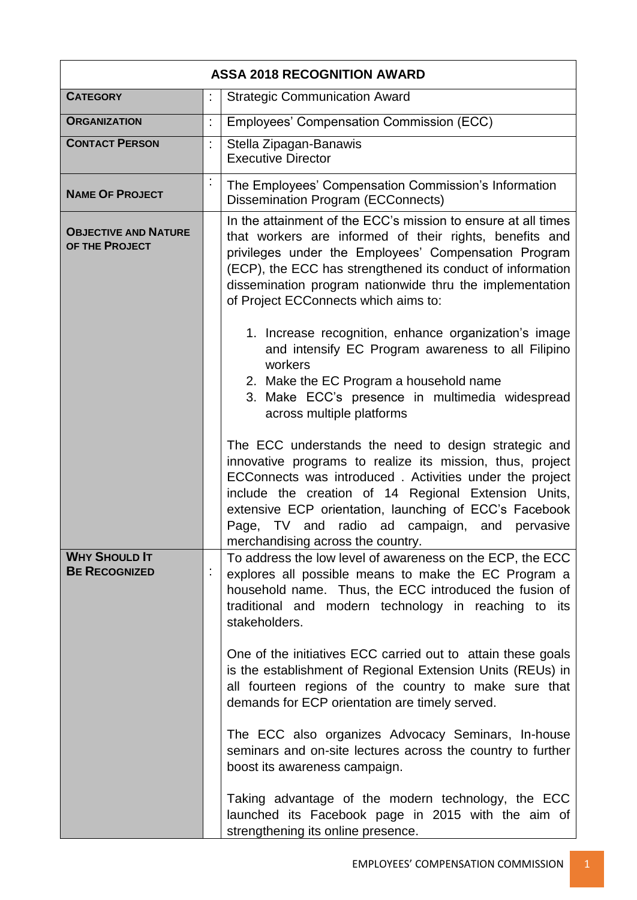| ASSA 2018 RECOGNITION AWARD | | |
|---|---|---|
| **CATEGORY** | : | Strategic Communication Award |
| **ORGANIZATION** | : | Employees' Compensation Commission (ECC) |
| **CONTACT PERSON** | : | Stella Zipagan-Banawis<br>Executive Director |
| **NAME OF PROJECT** | : | The Employees' Compensation Commission's Information Dissemination Program (ECConnects) |
| **OBJECTIVE AND NATURE OF THE PROJECT** | | In the attainment of the ECC's mission to ensure at all times that workers are informed of their rights, benefits and privileges under the Employees' Compensation Program (ECP), the ECC has strengthened its conduct of information dissemination program nationwide thru the implementation of Project ECConnects which aims to:<br><br>1. Increase recognition, enhance organization's image and intensify EC Program awareness to all Filipino workers<br>2. Make the EC Program a household name<br>3. Make ECC's presence in multimedia widespread across multiple platforms<br><br>The ECC understands the need to design strategic and innovative programs to realize its mission, thus, project ECConnects was introduced . Activities under the project include the creation of 14 Regional Extension Units, extensive ECP orientation, launching of ECC's Facebook Page, TV and radio ad campaign, and pervasive merchandising across the country. |
| **WHY SHOULD IT BE RECOGNIZED** | : | To address the low level of awareness on the ECP, the ECC explores all possible means to make the EC Program a household name. Thus, the ECC introduced the fusion of traditional and modern technology in reaching to its stakeholders.<br><br>One of the initiatives ECC carried out to attain these goals is the establishment of Regional Extension Units (REUs) in all fourteen regions of the country to make sure that demands for ECP orientation are timely served.<br><br>The ECC also organizes Advocacy Seminars, In-house seminars and on-site lectures across the country to further boost its awareness campaign.<br><br>Taking advantage of the modern technology, the ECC launched its Facebook page in 2015 with the aim of strengthening its online presence. |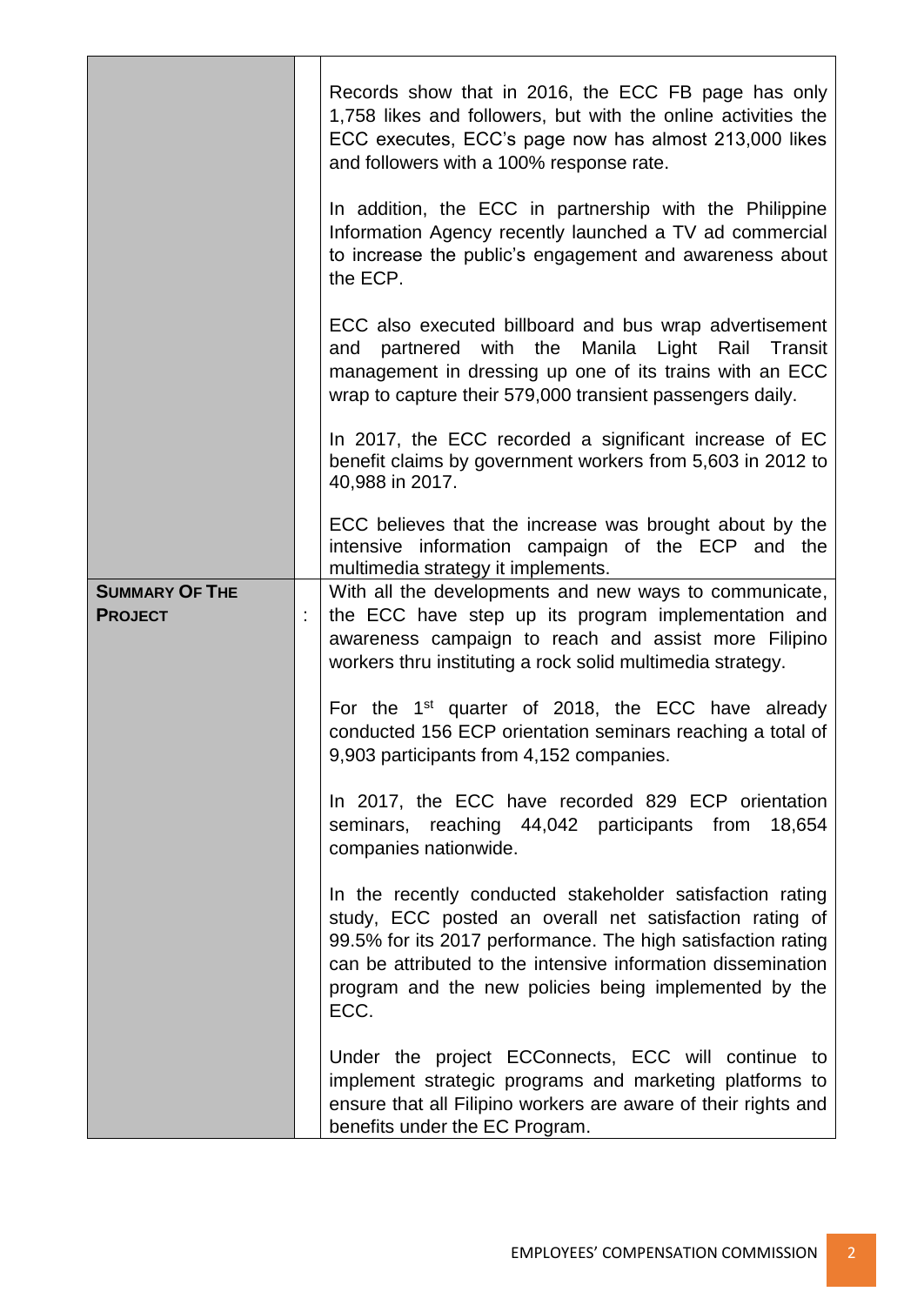| | | |
|---|---|---|
| | | Records show that in 2016, the ECC FB page has only 1,758 likes and followers, but with the online activities the ECC executes, ECC's page now has almost 213,000 likes and followers with a 100% response rate.<br><br>In addition, the ECC in partnership with the Philippine Information Agency recently launched a TV ad commercial to increase the public's engagement and awareness about the ECP.<br><br>ECC also executed billboard and bus wrap advertisement and partnered with the Manila Light Rail Transit management in dressing up one of its trains with an ECC wrap to capture their 579,000 transient passengers daily.<br><br>In 2017, the ECC recorded a significant increase of EC benefit claims by government workers from 5,603 in 2012 to 40,988 in 2017.<br><br>ECC believes that the increase was brought about by the intensive information campaign of the ECP and the multimedia strategy it implements. |
| **SUMMARY OF THE PROJECT** | : | With all the developments and new ways to communicate, the ECC have step up its program implementation and awareness campaign to reach and assist more Filipino workers thru instituting a rock solid multimedia strategy.<br><br>For the 1st quarter of 2018, the ECC have already conducted 156 ECP orientation seminars reaching a total of 9,903 participants from 4,152 companies.<br><br>In 2017, the ECC have recorded 829 ECP orientation seminars, reaching 44,042 participants from 18,654 companies nationwide.<br><br>In the recently conducted stakeholder satisfaction rating study, ECC posted an overall net satisfaction rating of 99.5% for its 2017 performance. The high satisfaction rating can be attributed to the intensive information dissemination program and the new policies being implemented by the ECC.<br><br>Under the project ECConnects, ECC will continue to implement strategic programs and marketing platforms to ensure that all Filipino workers are aware of their rights and benefits under the EC Program. |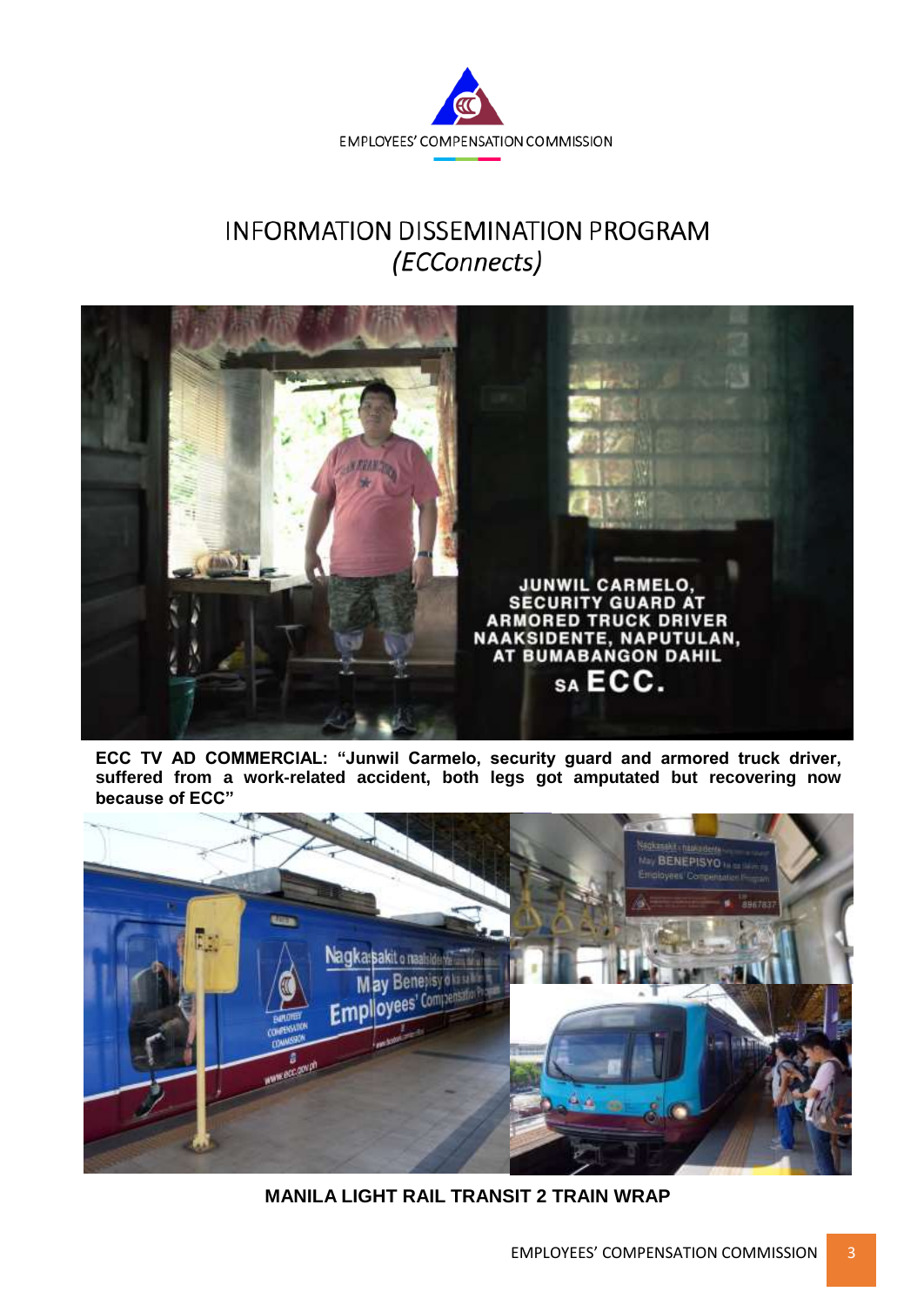# INFORMATION DISSEMINATION PROGRAM
## *(ECConnects)*

**ECC TV AD COMMERCIAL: "Junwil Carmelo, security guard and armored truck driver, suffered from a work-related accident, both legs got amputated but recovering now because of ECC"**

**MANILA LIGHT RAIL TRANSIT 2 TRAIN WRAP**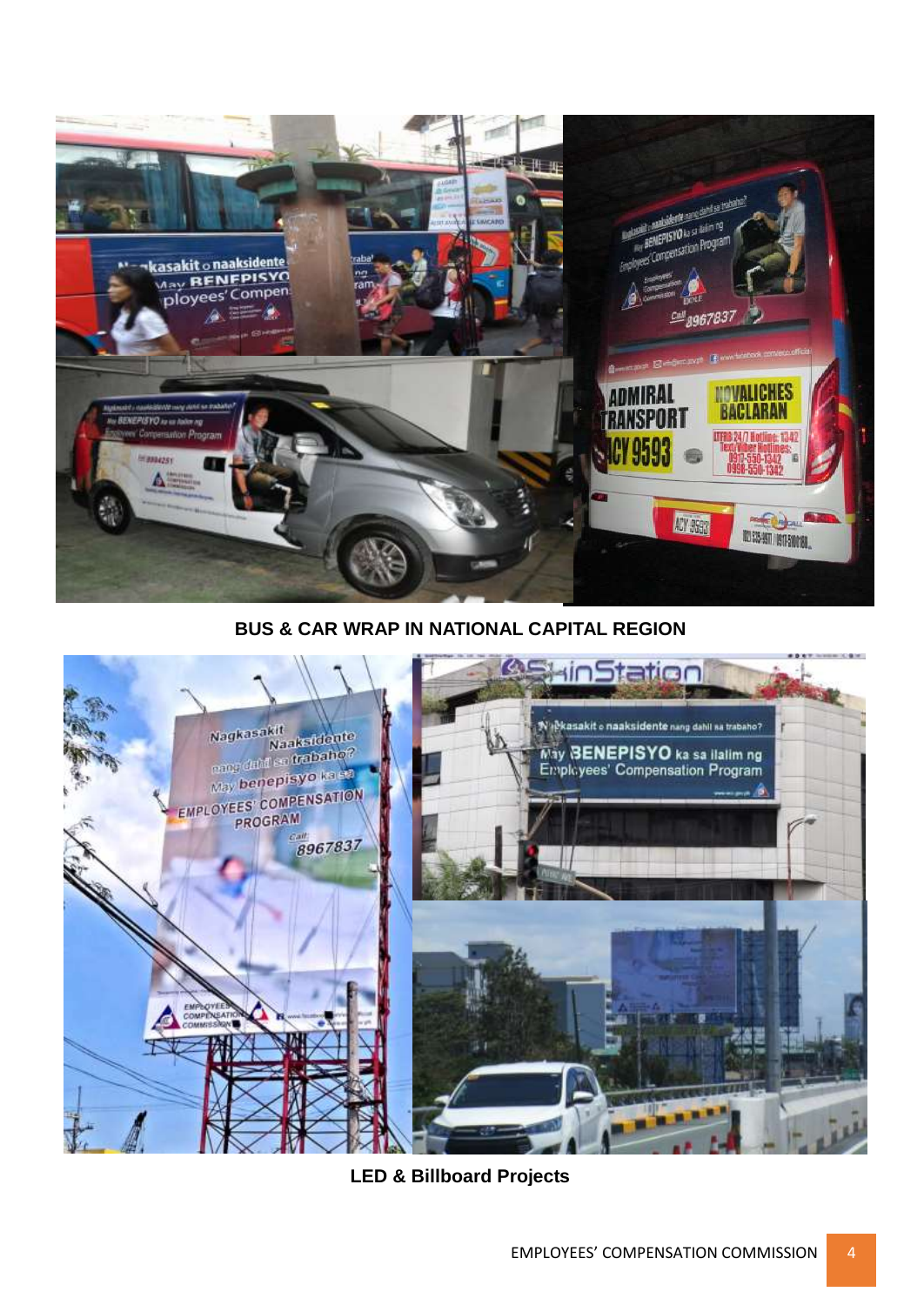**BUS & CAR WRAP IN NATIONAL CAPITAL REGION**

**LED & Billboard Projects**